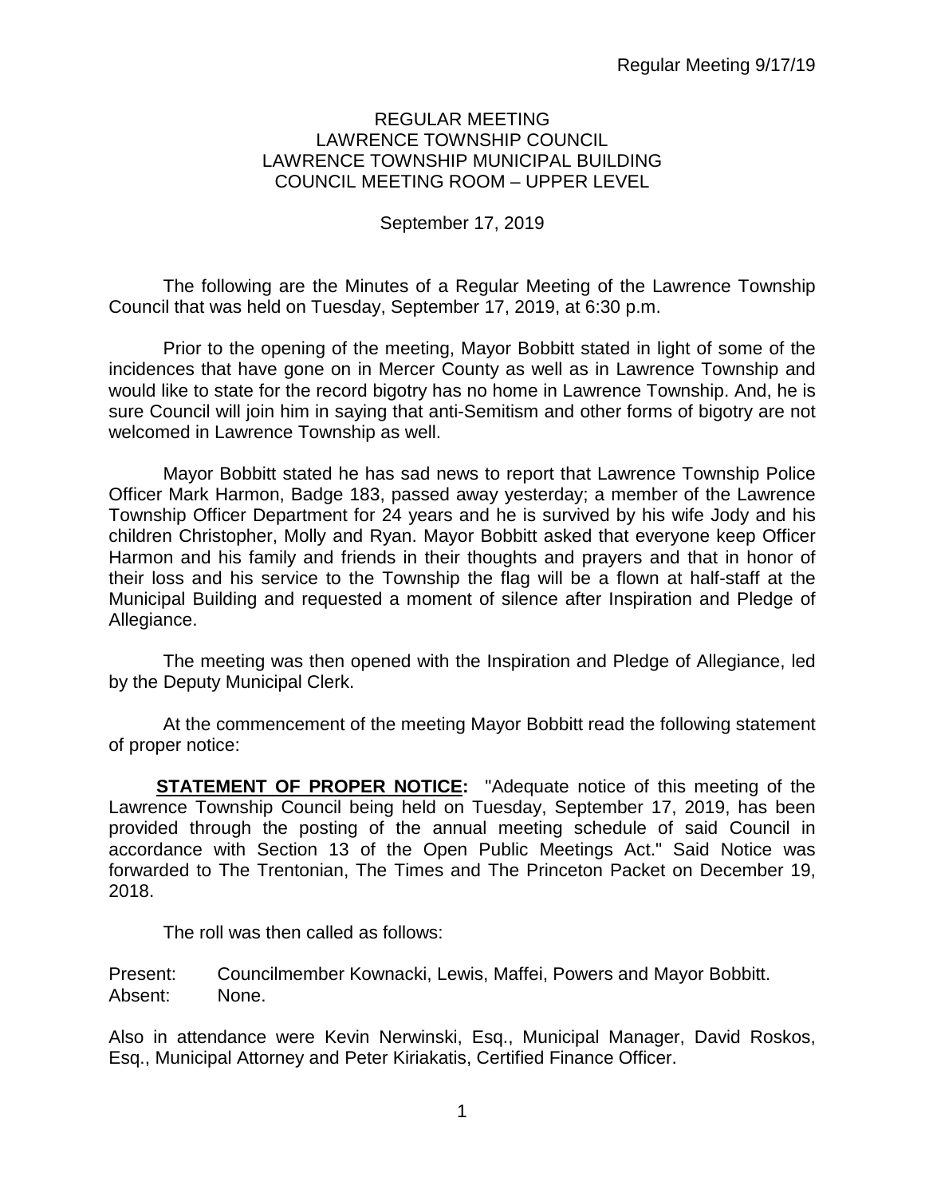# REGULAR MEETING
## LAWRENCE TOWNSHIP COUNCIL
## LAWRENCE TOWNSHIP MUNICIPAL BUILDING
## COUNCIL MEETING ROOM – UPPER LEVEL

September 17, 2019

The following are the Minutes of a Regular Meeting of the Lawrence Township Council that was held on Tuesday, September 17, 2019, at 6:30 p.m.

Prior to the opening of the meeting, Mayor Bobbitt stated in light of some of the incidences that have gone on in Mercer County as well as in Lawrence Township and would like to state for the record bigotry has no home in Lawrence Township. And, he is sure Council will join him in saying that anti-Semitism and other forms of bigotry are not welcomed in Lawrence Township as well.

Mayor Bobbitt stated he has sad news to report that Lawrence Township Police Officer Mark Harmon, Badge 183, passed away yesterday; a member of the Lawrence Township Officer Department for 24 years and he is survived by his wife Jody and his children Christopher, Molly and Ryan. Mayor Bobbitt asked that everyone keep Officer Harmon and his family and friends in their thoughts and prayers and that in honor of their loss and his service to the Township the flag will be a flown at half-staff at the Municipal Building and requested a moment of silence after Inspiration and Pledge of Allegiance.

The meeting was then opened with the Inspiration and Pledge of Allegiance, led by the Deputy Municipal Clerk.

At the commencement of the meeting Mayor Bobbitt read the following statement of proper notice:

**STATEMENT OF PROPER NOTICE:** "Adequate notice of this meeting of the Lawrence Township Council being held on Tuesday, September 17, 2019, has been provided through the posting of the annual meeting schedule of said Council in accordance with Section 13 of the Open Public Meetings Act." Said Notice was forwarded to The Trentonian, The Times and The Princeton Packet on December 19, 2018.

The roll was then called as follows:

Present: Councilmember Kownacki, Lewis, Maffei, Powers and Mayor Bobbitt.
Absent: None.

Also in attendance were Kevin Nerwinski, Esq., Municipal Manager, David Roskos, Esq., Municipal Attorney and Peter Kiriakatis, Certified Finance Officer.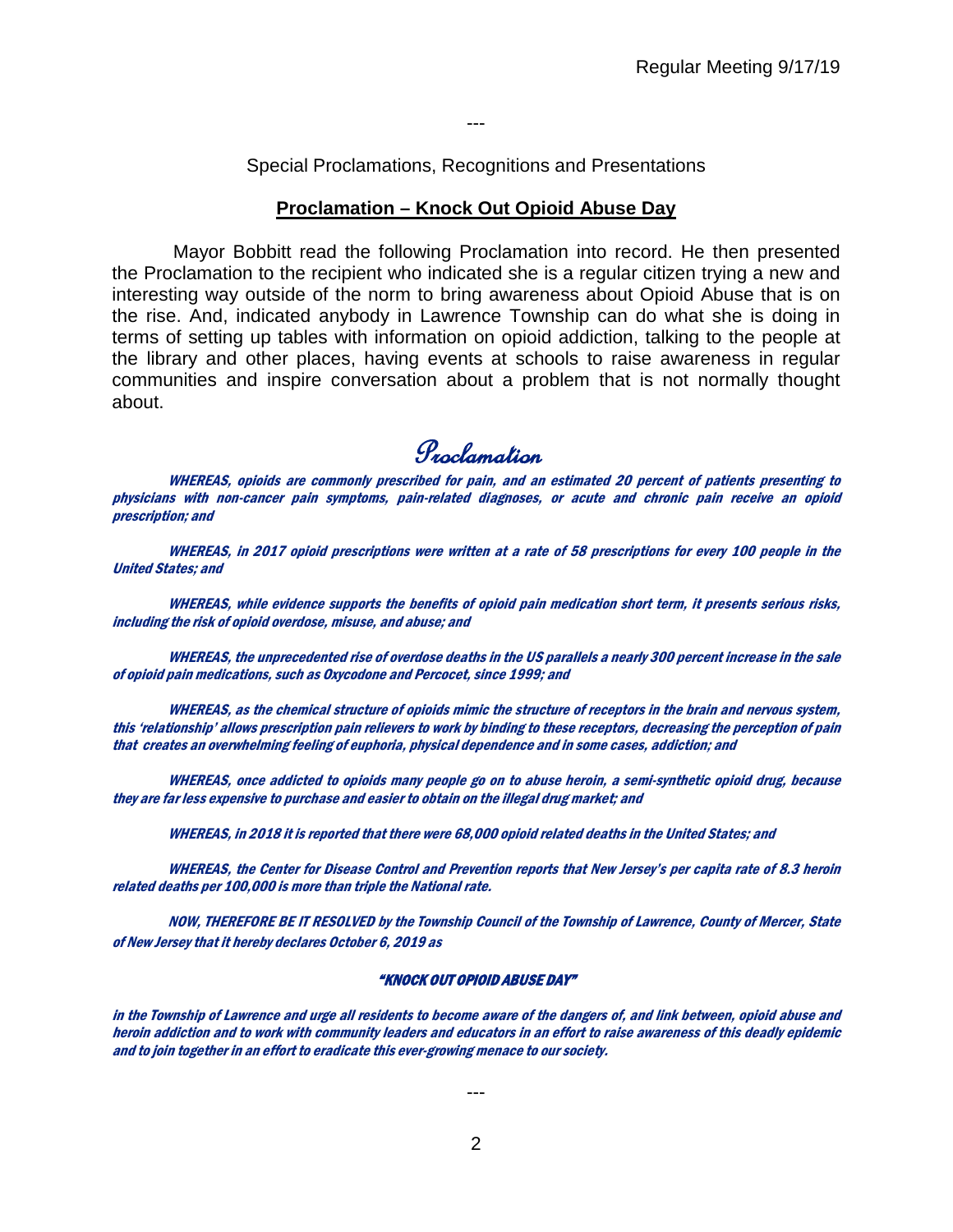---

Special Proclamations, Recognitions and Presentations

**Proclamation – Knock Out Opioid Abuse Day**

Mayor Bobbitt read the following Proclamation into record. He then presented the Proclamation to the recipient who indicated she is a regular citizen trying a new and interesting way outside of the norm to bring awareness about Opioid Abuse that is on the rise. And, indicated anybody in Lawrence Township can do what she is doing in terms of setting up tables with information on opioid addiction, talking to the people at the library and other places, having events at schools to raise awareness in regular communities and inspire conversation about a problem that is not normally thought about.

## Proclamation

***WHEREAS, opioids are commonly prescribed for pain, and an estimated 20 percent of patients presenting to physicians with non-cancer pain symptoms, pain-related diagnoses, or acute and chronic pain receive an opioid prescription; and***

***WHEREAS, in 2017 opioid prescriptions were written at a rate of 58 prescriptions for every 100 people in the United States; and***

***WHEREAS, while evidence supports the benefits of opioid pain medication short term, it presents serious risks, including the risk of opioid overdose, misuse, and abuse; and***

***WHEREAS, the unprecedented rise of overdose deaths in the US parallels a nearly 300 percent increase in the sale of opioid pain medications, such as Oxycodone and Percocet, since 1999; and***

***WHEREAS, as the chemical structure of opioids mimic the structure of receptors in the brain and nervous system, this 'relationship' allows prescription pain relievers to work by binding to these receptors, decreasing the perception of pain that creates an overwhelming feeling of euphoria, physical dependence and in some cases, addiction; and***

***WHEREAS, once addicted to opioids many people go on to abuse heroin, a semi-synthetic opioid drug, because they are far less expensive to purchase and easier to obtain on the illegal drug market; and***

***WHEREAS, in 2018 it is reported that there were 68,000 opioid related deaths in the United States; and***

***WHEREAS, the Center for Disease Control and Prevention reports that New Jersey's per capita rate of 8.3 heroin related deaths per 100,000 is more than triple the National rate.***

***NOW, THEREFORE BE IT RESOLVED by the Township Council of the Township of Lawrence, County of Mercer, State of New Jersey that it hereby declares October 6, 2019 as***

***"KNOCK OUT OPIOID ABUSE DAY"***

***in the Township of Lawrence and urge all residents to become aware of the dangers of, and link between, opioid abuse and heroin addiction and to work with community leaders and educators in an effort to raise awareness of this deadly epidemic and to join together in an effort to eradicate this ever-growing menace to our society.***

---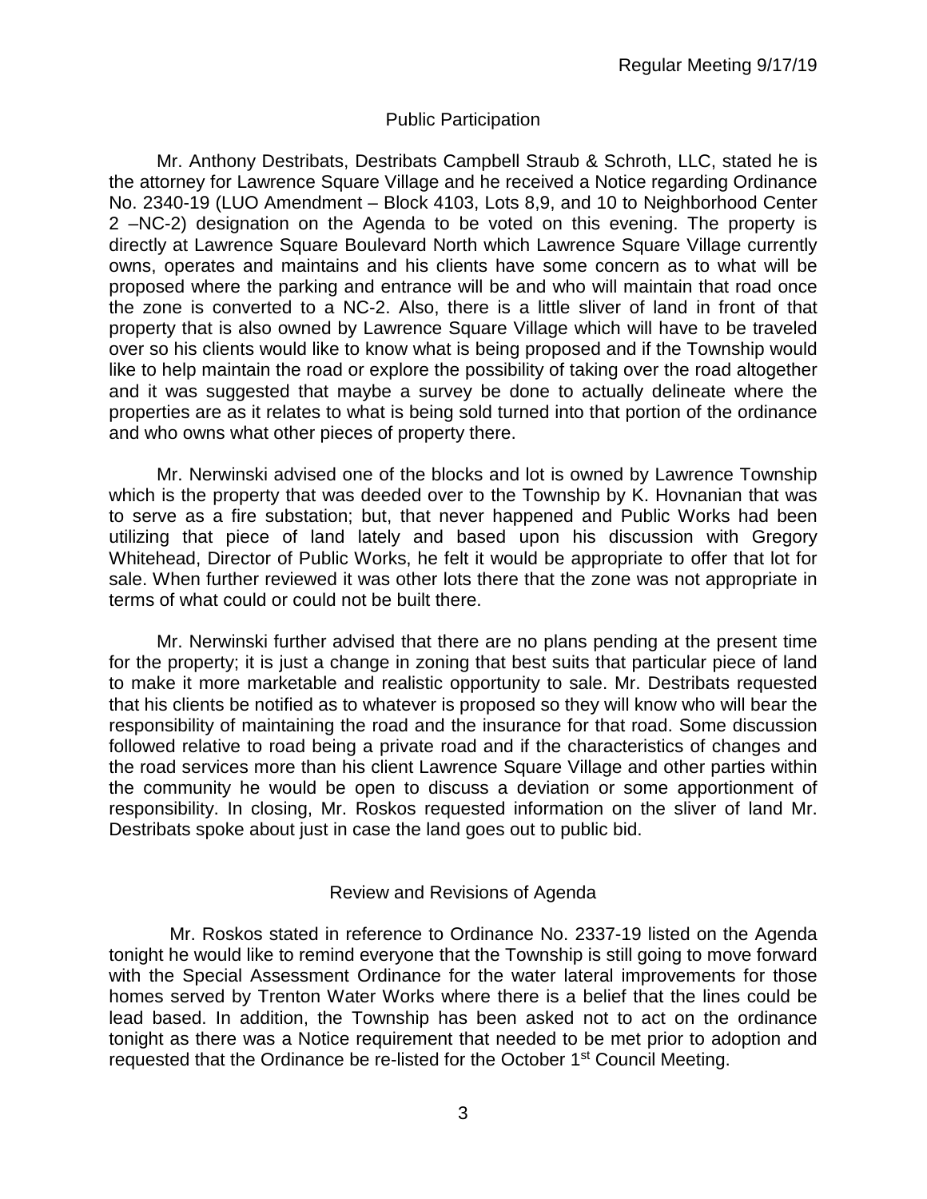## Public Participation

Mr. Anthony Destribats, Destribats Campbell Straub & Schroth, LLC, stated he is the attorney for Lawrence Square Village and he received a Notice regarding Ordinance No. 2340-19 (LUO Amendment – Block 4103, Lots 8,9, and 10 to Neighborhood Center 2 –NC-2) designation on the Agenda to be voted on this evening. The property is directly at Lawrence Square Boulevard North which Lawrence Square Village currently owns, operates and maintains and his clients have some concern as to what will be proposed where the parking and entrance will be and who will maintain that road once the zone is converted to a NC-2. Also, there is a little sliver of land in front of that property that is also owned by Lawrence Square Village which will have to be traveled over so his clients would like to know what is being proposed and if the Township would like to help maintain the road or explore the possibility of taking over the road altogether and it was suggested that maybe a survey be done to actually delineate where the properties are as it relates to what is being sold turned into that portion of the ordinance and who owns what other pieces of property there.

Mr. Nerwinski advised one of the blocks and lot is owned by Lawrence Township which is the property that was deeded over to the Township by K. Hovnanian that was to serve as a fire substation; but, that never happened and Public Works had been utilizing that piece of land lately and based upon his discussion with Gregory Whitehead, Director of Public Works, he felt it would be appropriate to offer that lot for sale. When further reviewed it was other lots there that the zone was not appropriate in terms of what could or could not be built there.

Mr. Nerwinski further advised that there are no plans pending at the present time for the property; it is just a change in zoning that best suits that particular piece of land to make it more marketable and realistic opportunity to sale. Mr. Destribats requested that his clients be notified as to whatever is proposed so they will know who will bear the responsibility of maintaining the road and the insurance for that road. Some discussion followed relative to road being a private road and if the characteristics of changes and the road services more than his client Lawrence Square Village and other parties within the community he would be open to discuss a deviation or some apportionment of responsibility. In closing, Mr. Roskos requested information on the sliver of land Mr. Destribats spoke about just in case the land goes out to public bid.

## Review and Revisions of Agenda

Mr. Roskos stated in reference to Ordinance No. 2337-19 listed on the Agenda tonight he would like to remind everyone that the Township is still going to move forward with the Special Assessment Ordinance for the water lateral improvements for those homes served by Trenton Water Works where there is a belief that the lines could be lead based. In addition, the Township has been asked not to act on the ordinance tonight as there was a Notice requirement that needed to be met prior to adoption and requested that the Ordinance be re-listed for the October 1st Council Meeting.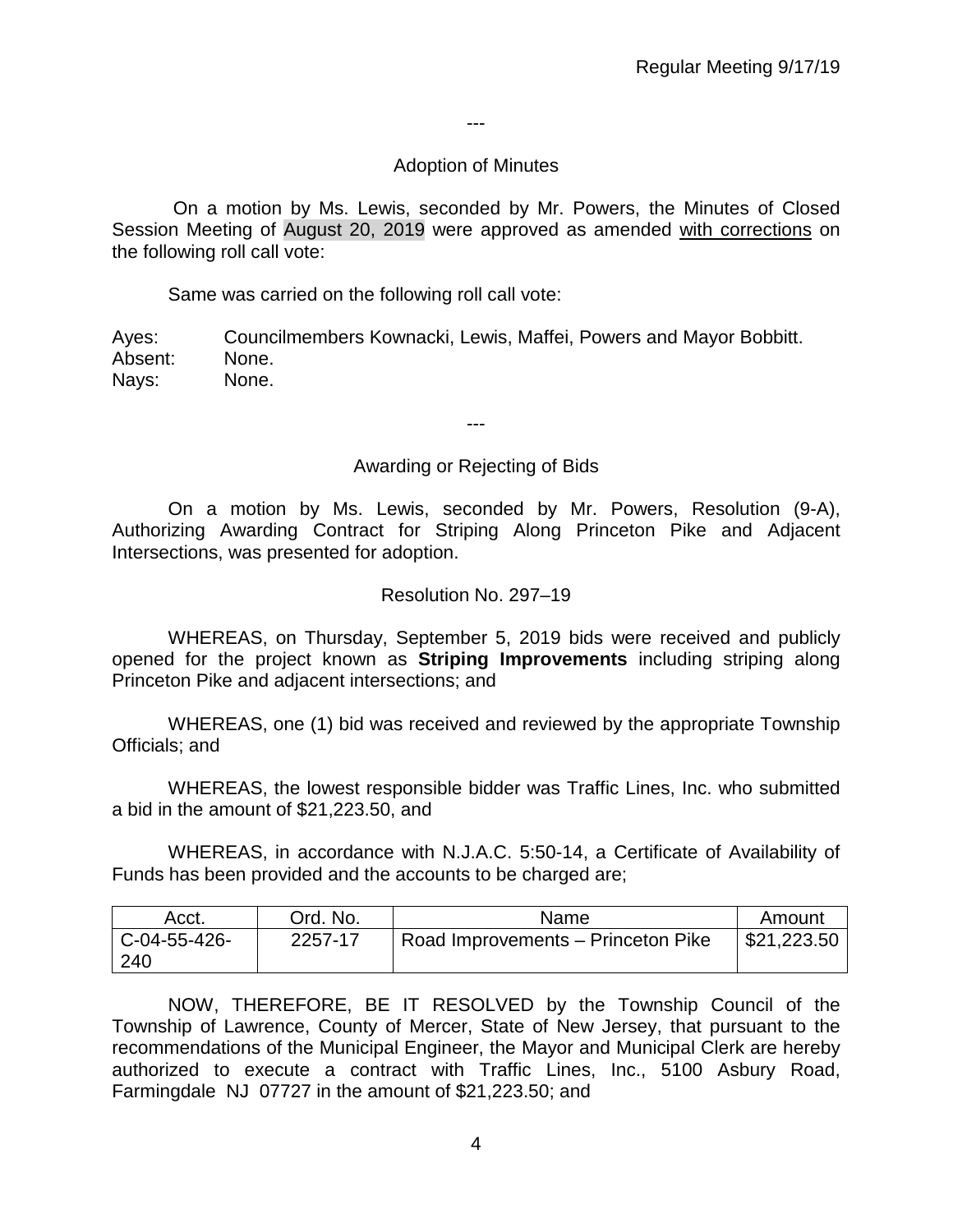---

## Adoption of Minutes

On a motion by Ms. Lewis, seconded by Mr. Powers, the Minutes of Closed Session Meeting of August 20, 2019 were approved as amended with corrections on the following roll call vote:

Same was carried on the following roll call vote:

Ayes: Councilmembers Kownacki, Lewis, Maffei, Powers and Mayor Bobbitt.
Absent: None.
Nays: None.

---

## Awarding or Rejecting of Bids

On a motion by Ms. Lewis, seconded by Mr. Powers, Resolution (9-A), Authorizing Awarding Contract for Striping Along Princeton Pike and Adjacent Intersections, was presented for adoption.

Resolution No. 297–19

WHEREAS, on Thursday, September 5, 2019 bids were received and publicly opened for the project known as **Striping Improvements** including striping along Princeton Pike and adjacent intersections; and

WHEREAS, one (1) bid was received and reviewed by the appropriate Township Officials; and

WHEREAS, the lowest responsible bidder was Traffic Lines, Inc. who submitted a bid in the amount of $21,223.50, and

WHEREAS, in accordance with N.J.A.C. 5:50-14, a Certificate of Availability of Funds has been provided and the accounts to be charged are;

| Acct. | Ord. No. | Name | Amount |
|---|---|---|---|
| C-04-55-426-240 | 2257-17 | Road Improvements – Princeton Pike | $21,223.50 |

NOW, THEREFORE, BE IT RESOLVED by the Township Council of the Township of Lawrence, County of Mercer, State of New Jersey, that pursuant to the recommendations of the Municipal Engineer, the Mayor and Municipal Clerk are hereby authorized to execute a contract with Traffic Lines, Inc., 5100 Asbury Road, Farmingdale NJ 07727 in the amount of $21,223.50; and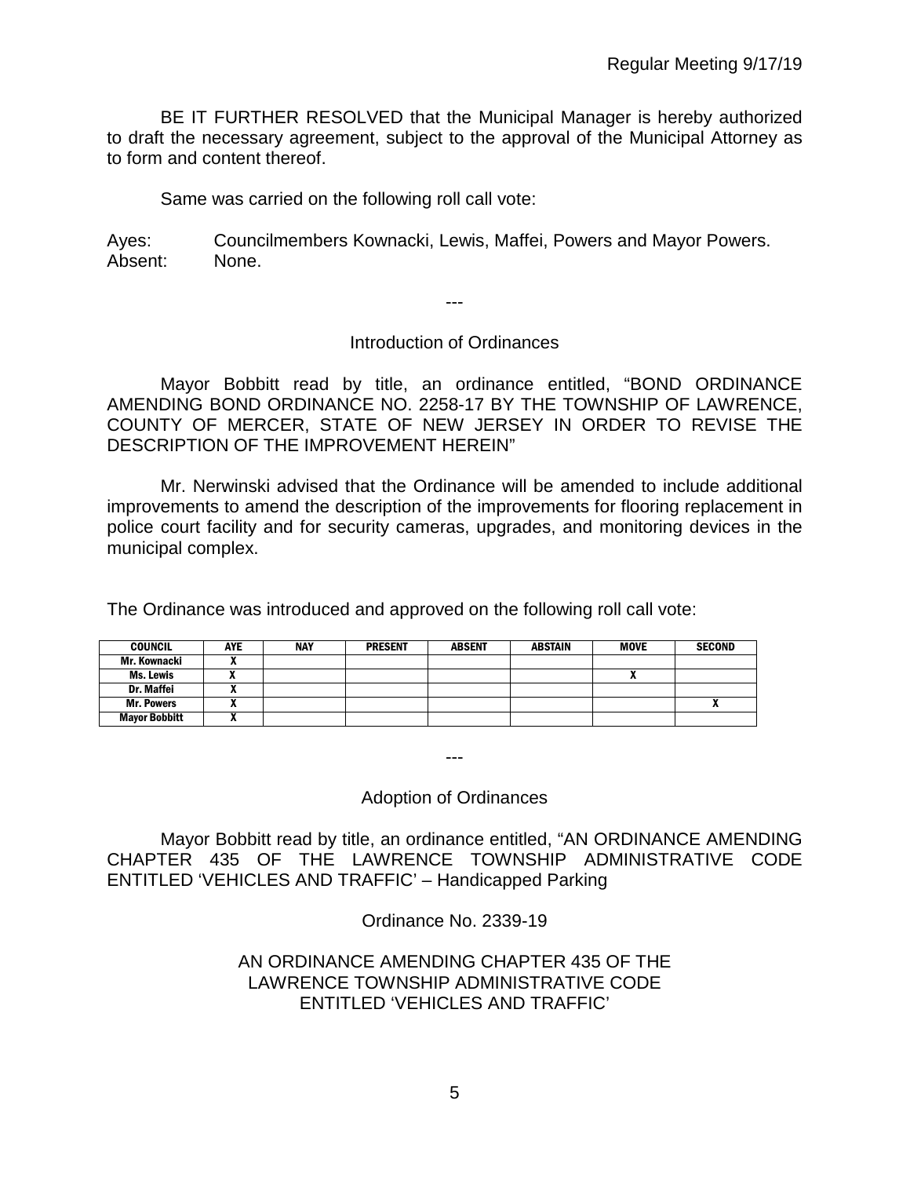BE IT FURTHER RESOLVED that the Municipal Manager is hereby authorized to draft the necessary agreement, subject to the approval of the Municipal Attorney as to form and content thereof.

Same was carried on the following roll call vote:

Ayes: Councilmembers Kownacki, Lewis, Maffei, Powers and Mayor Powers.
Absent: None.

---

Introduction of Ordinances

Mayor Bobbitt read by title, an ordinance entitled, "BOND ORDINANCE AMENDING BOND ORDINANCE NO. 2258-17 BY THE TOWNSHIP OF LAWRENCE, COUNTY OF MERCER, STATE OF NEW JERSEY IN ORDER TO REVISE THE DESCRIPTION OF THE IMPROVEMENT HEREIN"

Mr. Nerwinski advised that the Ordinance will be amended to include additional improvements to amend the description of the improvements for flooring replacement in police court facility and for security cameras, upgrades, and monitoring devices in the municipal complex.

The Ordinance was introduced and approved on the following roll call vote:

| COUNCIL | AYE | NAY | PRESENT | ABSENT | ABSTAIN | MOVE | SECOND |
|---|---|---|---|---|---|---|---|
| Mr. Kownacki | X | | | | | | |
| Ms. Lewis | X | | | | | X | |
| Dr. Maffei | X | | | | | | |
| Mr. Powers | X | | | | | | X |
| Mayor Bobbitt | X | | | | | | |

---

Adoption of Ordinances

Mayor Bobbitt read by title, an ordinance entitled, "AN ORDINANCE AMENDING CHAPTER 435 OF THE LAWRENCE TOWNSHIP ADMINISTRATIVE CODE ENTITLED 'VEHICLES AND TRAFFIC' – Handicapped Parking

Ordinance No. 2339-19

AN ORDINANCE AMENDING CHAPTER 435 OF THE LAWRENCE TOWNSHIP ADMINISTRATIVE CODE ENTITLED 'VEHICLES AND TRAFFIC'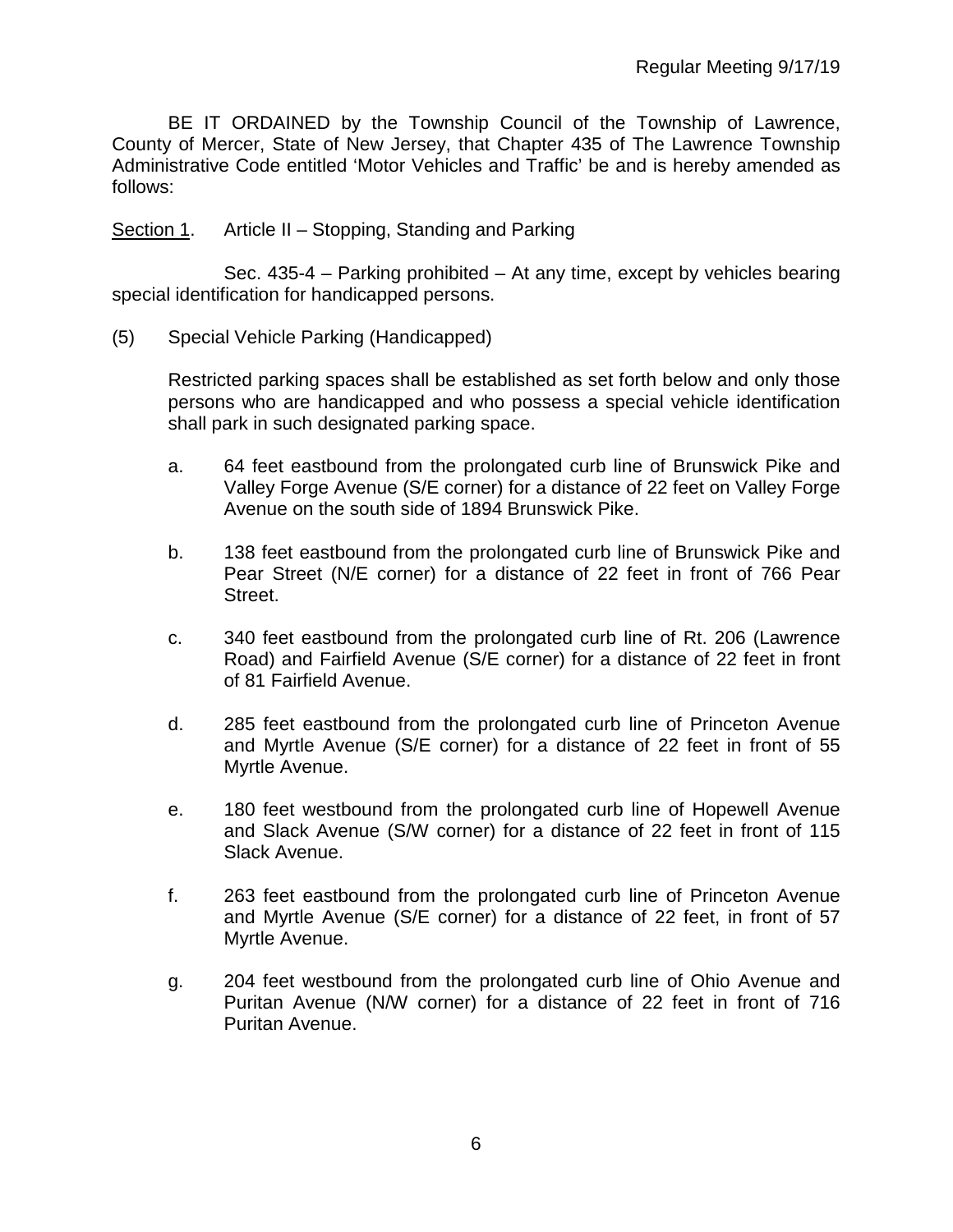BE IT ORDAINED by the Township Council of the Township of Lawrence, County of Mercer, State of New Jersey, that Chapter 435 of The Lawrence Township Administrative Code entitled 'Motor Vehicles and Traffic' be and is hereby amended as follows:

<u>Section 1</u>. Article II – Stopping, Standing and Parking

Sec. 435-4 – Parking prohibited – At any time, except by vehicles bearing special identification for handicapped persons.

(5) Special Vehicle Parking (Handicapped)

Restricted parking spaces shall be established as set forth below and only those persons who are handicapped and who possess a special vehicle identification shall park in such designated parking space.

a. 64 feet eastbound from the prolongated curb line of Brunswick Pike and Valley Forge Avenue (S/E corner) for a distance of 22 feet on Valley Forge Avenue on the south side of 1894 Brunswick Pike.

b. 138 feet eastbound from the prolongated curb line of Brunswick Pike and Pear Street (N/E corner) for a distance of 22 feet in front of 766 Pear Street.

c. 340 feet eastbound from the prolongated curb line of Rt. 206 (Lawrence Road) and Fairfield Avenue (S/E corner) for a distance of 22 feet in front of 81 Fairfield Avenue.

d. 285 feet eastbound from the prolongated curb line of Princeton Avenue and Myrtle Avenue (S/E corner) for a distance of 22 feet in front of 55 Myrtle Avenue.

e. 180 feet westbound from the prolongated curb line of Hopewell Avenue and Slack Avenue (S/W corner) for a distance of 22 feet in front of 115 Slack Avenue.

f. 263 feet eastbound from the prolongated curb line of Princeton Avenue and Myrtle Avenue (S/E corner) for a distance of 22 feet, in front of 57 Myrtle Avenue.

g. 204 feet westbound from the prolongated curb line of Ohio Avenue and Puritan Avenue (N/W corner) for a distance of 22 feet in front of 716 Puritan Avenue.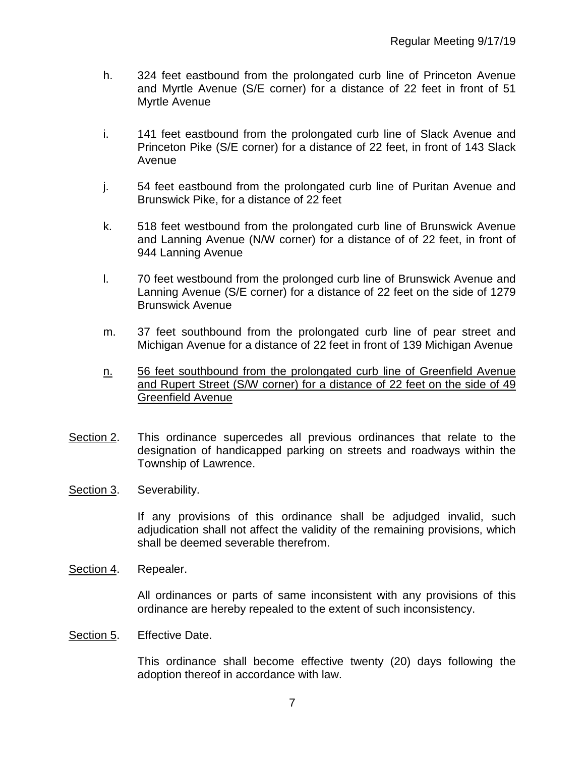h. 324 feet eastbound from the prolongated curb line of Princeton Avenue and Myrtle Avenue (S/E corner) for a distance of 22 feet in front of 51 Myrtle Avenue

i. 141 feet eastbound from the prolongated curb line of Slack Avenue and Princeton Pike (S/E corner) for a distance of 22 feet, in front of 143 Slack Avenue

j. 54 feet eastbound from the prolongated curb line of Puritan Avenue and Brunswick Pike, for a distance of 22 feet

k. 518 feet westbound from the prolongated curb line of Brunswick Avenue and Lanning Avenue (N/W corner) for a distance of of 22 feet, in front of 944 Lanning Avenue

l. 70 feet westbound from the prolonged curb line of Brunswick Avenue and Lanning Avenue (S/E corner) for a distance of 22 feet on the side of 1279 Brunswick Avenue

m. 37 feet southbound from the prolongated curb line of pear street and Michigan Avenue for a distance of 22 feet in front of 139 Michigan Avenue

<u>n. 56 feet southbound from the prolongated curb line of Greenfield Avenue and Rupert Street (S/W corner) for a distance of 22 feet on the side of 49 Greenfield Avenue</u>

<u>Section 2</u>. This ordinance supercedes all previous ordinances that relate to the designation of handicapped parking on streets and roadways within the Township of Lawrence.

<u>Section 3</u>. Severability.

If any provisions of this ordinance shall be adjudged invalid, such adjudication shall not affect the validity of the remaining provisions, which shall be deemed severable therefrom.

<u>Section 4</u>. Repealer.

All ordinances or parts of same inconsistent with any provisions of this ordinance are hereby repealed to the extent of such inconsistency.

<u>Section 5</u>. Effective Date.

This ordinance shall become effective twenty (20) days following the adoption thereof in accordance with law.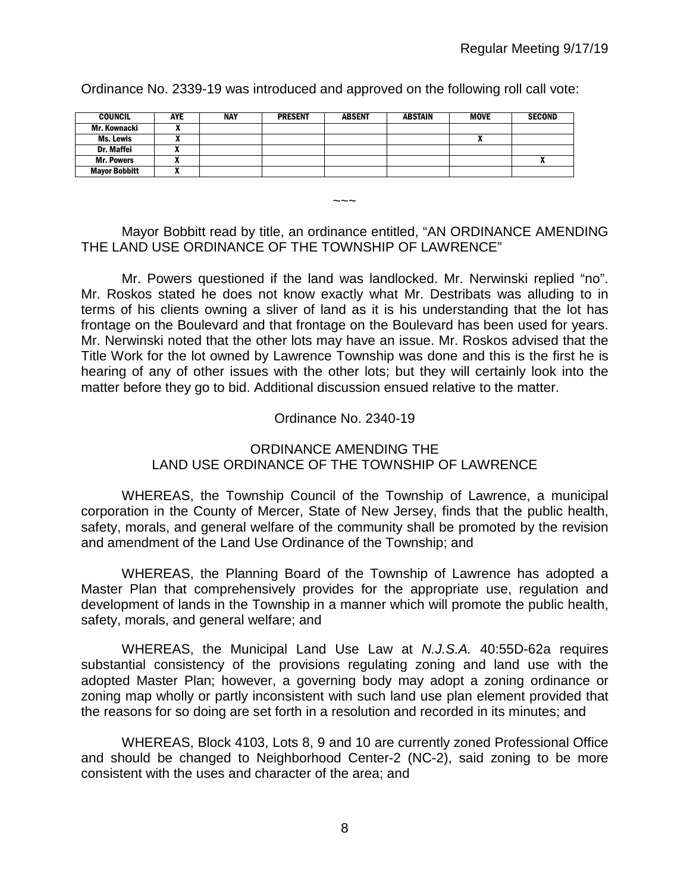Ordinance No. 2339-19 was introduced and approved on the following roll call vote:

| COUNCIL | AYE | NAY | PRESENT | ABSENT | ABSTAIN | MOVE | SECOND |
|---|---|---|---|---|---|---|---|
| Mr. Kownacki | X | | | | | | |
| Ms. Lewis | X | | | | | X | |
| Dr. Maffei | X | | | | | | |
| Mr. Powers | X | | | | | | X |
| Mayor Bobbitt | X | | | | | | |

~~~

Mayor Bobbitt read by title, an ordinance entitled, "AN ORDINANCE AMENDING THE LAND USE ORDINANCE OF THE TOWNSHIP OF LAWRENCE"

Mr. Powers questioned if the land was landlocked. Mr. Nerwinski replied "no". Mr. Roskos stated he does not know exactly what Mr. Destribats was alluding to in terms of his clients owning a sliver of land as it is his understanding that the lot has frontage on the Boulevard and that frontage on the Boulevard has been used for years. Mr. Nerwinski noted that the other lots may have an issue. Mr. Roskos advised that the Title Work for the lot owned by Lawrence Township was done and this is the first he is hearing of any of other issues with the other lots; but they will certainly look into the matter before they go to bid. Additional discussion ensued relative to the matter.

Ordinance No. 2340-19

ORDINANCE AMENDING THE
LAND USE ORDINANCE OF THE TOWNSHIP OF LAWRENCE

WHEREAS, the Township Council of the Township of Lawrence, a municipal corporation in the County of Mercer, State of New Jersey, finds that the public health, safety, morals, and general welfare of the community shall be promoted by the revision and amendment of the Land Use Ordinance of the Township; and

WHEREAS, the Planning Board of the Township of Lawrence has adopted a Master Plan that comprehensively provides for the appropriate use, regulation and development of lands in the Township in a manner which will promote the public health, safety, morals, and general welfare; and

WHEREAS, the Municipal Land Use Law at *N.J.S.A.* 40:55D-62a requires substantial consistency of the provisions regulating zoning and land use with the adopted Master Plan; however, a governing body may adopt a zoning ordinance or zoning map wholly or partly inconsistent with such land use plan element provided that the reasons for so doing are set forth in a resolution and recorded in its minutes; and

WHEREAS, Block 4103, Lots 8, 9 and 10 are currently zoned Professional Office and should be changed to Neighborhood Center-2 (NC-2), said zoning to be more consistent with the uses and character of the area; and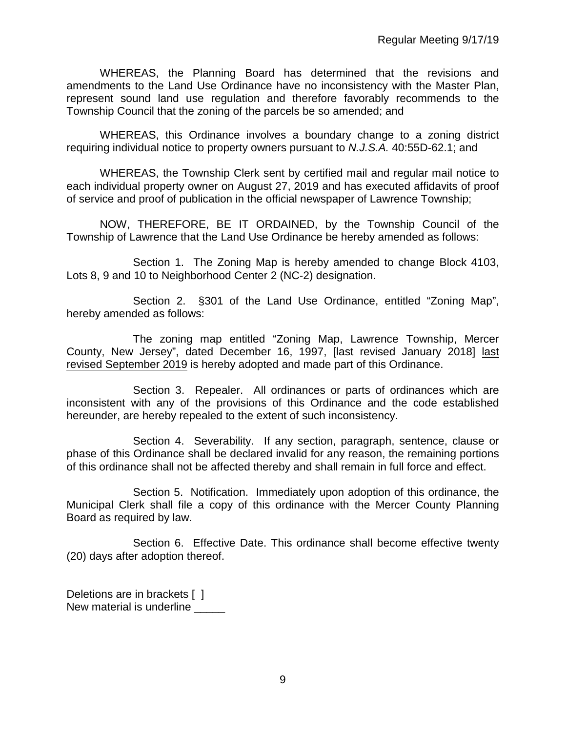WHEREAS, the Planning Board has determined that the revisions and amendments to the Land Use Ordinance have no inconsistency with the Master Plan, represent sound land use regulation and therefore favorably recommends to the Township Council that the zoning of the parcels be so amended; and

WHEREAS, this Ordinance involves a boundary change to a zoning district requiring individual notice to property owners pursuant to *N.J.S.A.* 40:55D-62.1; and

WHEREAS, the Township Clerk sent by certified mail and regular mail notice to each individual property owner on August 27, 2019 and has executed affidavits of proof of service and proof of publication in the official newspaper of Lawrence Township;

NOW, THEREFORE, BE IT ORDAINED, by the Township Council of the Township of Lawrence that the Land Use Ordinance be hereby amended as follows:

Section 1. The Zoning Map is hereby amended to change Block 4103, Lots 8, 9 and 10 to Neighborhood Center 2 (NC-2) designation.

Section 2. §301 of the Land Use Ordinance, entitled "Zoning Map", hereby amended as follows:

The zoning map entitled "Zoning Map, Lawrence Township, Mercer County, New Jersey", dated December 16, 1997, [last revised January 2018] <u>last revised September 2019</u> is hereby adopted and made part of this Ordinance.

Section 3. Repealer. All ordinances or parts of ordinances which are inconsistent with any of the provisions of this Ordinance and the code established hereunder, are hereby repealed to the extent of such inconsistency.

Section 4. Severability. If any section, paragraph, sentence, clause or phase of this Ordinance shall be declared invalid for any reason, the remaining portions of this ordinance shall not be affected thereby and shall remain in full force and effect.

Section 5. Notification. Immediately upon adoption of this ordinance, the Municipal Clerk shall file a copy of this ordinance with the Mercer County Planning Board as required by law.

Section 6. Effective Date. This ordinance shall become effective twenty (20) days after adoption thereof.

Deletions are in brackets [ ]
New material is underline _____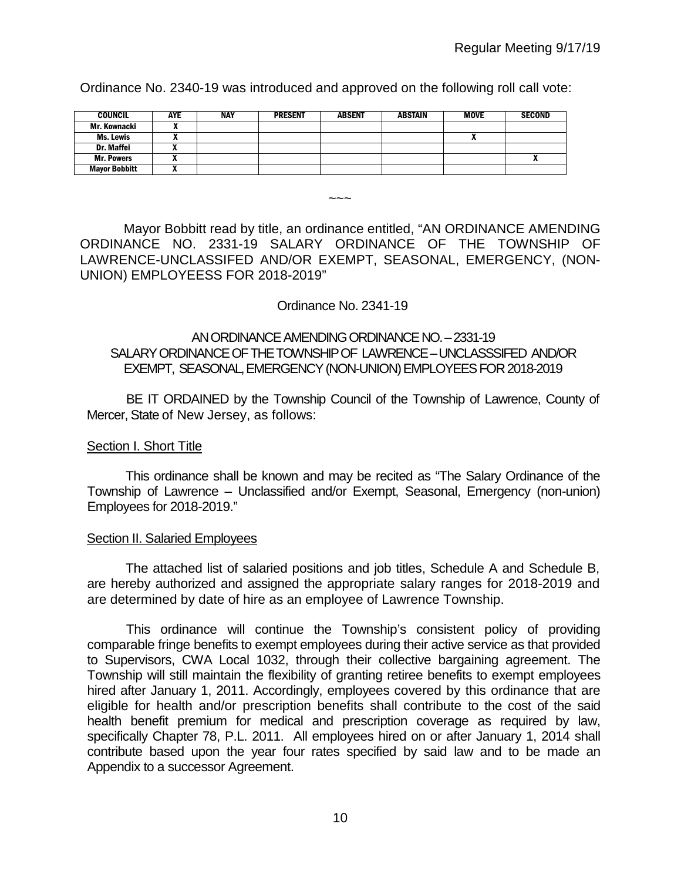Ordinance No. 2340-19 was introduced and approved on the following roll call vote:

| COUNCIL | AYE | NAY | PRESENT | ABSENT | ABSTAIN | MOVE | SECOND |
|---|---|---|---|---|---|---|---|
| Mr. Kownacki | X | | | | | | |
| Ms. Lewis | X | | | | | X | |
| Dr. Maffei | X | | | | | | |
| Mr. Powers | X | | | | | | X |
| Mayor Bobbitt | X | | | | | | |

~~~

Mayor Bobbitt read by title, an ordinance entitled, "AN ORDINANCE AMENDING ORDINANCE NO. 2331-19 SALARY ORDINANCE OF THE TOWNSHIP OF LAWRENCE-UNCLASSIFED AND/OR EXEMPT, SEASONAL, EMERGENCY, (NON-UNION) EMPLOYEESS FOR 2018-2019"

Ordinance No. 2341-19

AN ORDINANCE AMENDING ORDINANCE NO. – 2331-19
SALARY ORDINANCE OF THE TOWNSHIP OF LAWRENCE – UNCLASSSIFED AND/OR EXEMPT, SEASONAL, EMERGENCY (NON-UNION) EMPLOYEES FOR 2018-2019

BE IT ORDAINED by the Township Council of the Township of Lawrence, County of Mercer, State of New Jersey, as follows:

Section I. Short Title

This ordinance shall be known and may be recited as "The Salary Ordinance of the Township of Lawrence – Unclassified and/or Exempt, Seasonal, Emergency (non-union) Employees for 2018-2019."

Section II. Salaried Employees

The attached list of salaried positions and job titles, Schedule A and Schedule B, are hereby authorized and assigned the appropriate salary ranges for 2018-2019 and are determined by date of hire as an employee of Lawrence Township.

This ordinance will continue the Township's consistent policy of providing comparable fringe benefits to exempt employees during their active service as that provided to Supervisors, CWA Local 1032, through their collective bargaining agreement. The Township will still maintain the flexibility of granting retiree benefits to exempt employees hired after January 1, 2011. Accordingly, employees covered by this ordinance that are eligible for health and/or prescription benefits shall contribute to the cost of the said health benefit premium for medical and prescription coverage as required by law, specifically Chapter 78, P.L. 2011. All employees hired on or after January 1, 2014 shall contribute based upon the year four rates specified by said law and to be made an Appendix to a successor Agreement.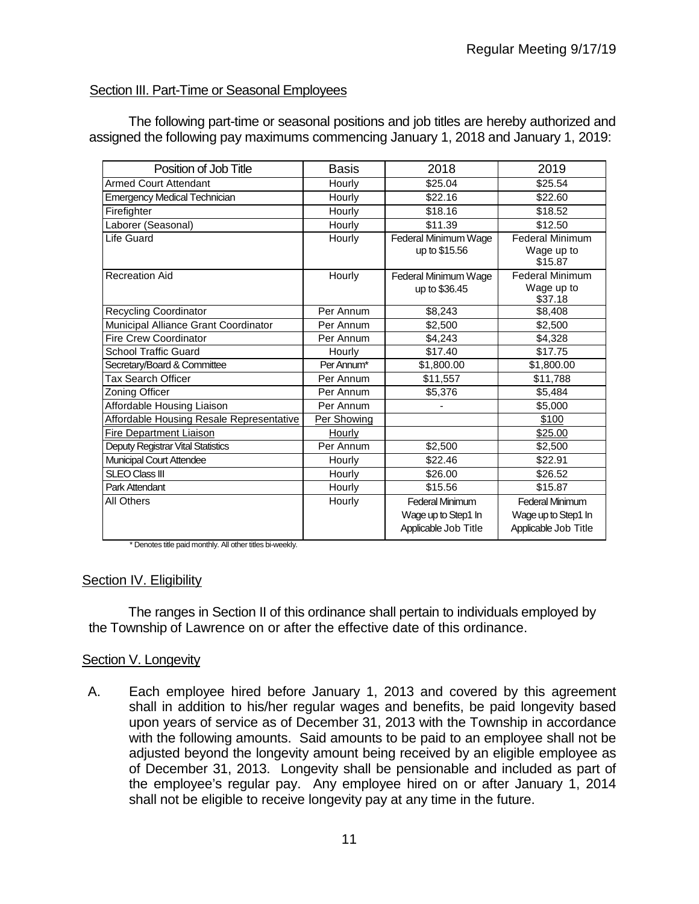## Section III. Part-Time or Seasonal Employees

The following part-time or seasonal positions and job titles are hereby authorized and assigned the following pay maximums commencing January 1, 2018 and January 1, 2019:

| Position of Job Title | Basis | 2018 | 2019 |
|---|---|---|---|
| Armed Court Attendant | Hourly | $25.04 | $25.54 |
| Emergency Medical Technician | Hourly | $22.16 | $22.60 |
| Firefighter | Hourly | $18.16 | $18.52 |
| Laborer (Seasonal) | Hourly | $11.39 | $12.50 |
| Life Guard | Hourly | Federal Minimum Wage up to $15.56 | Federal Minimum Wage up to $15.87 |
| Recreation Aid | Hourly | Federal Minimum Wage up to $36.45 | Federal Minimum Wage up to $37.18 |
| Recycling Coordinator | Per Annum | $8,243 | $8,408 |
| Municipal Alliance Grant Coordinator | Per Annum | $2,500 | $2,500 |
| Fire Crew Coordinator | Per Annum | $4,243 | $4,328 |
| School Traffic Guard | Hourly | $17.40 | $17.75 |
| Secretary/Board & Committee | Per Annum* | $1,800.00 | $1,800.00 |
| Tax Search Officer | Per Annum | $11,557 | $11,788 |
| Zoning Officer | Per Annum | $5,376 | $5,484 |
| Affordable Housing Liaison | Per Annum | - | $5,000 |
| Affordable Housing Resale Representative | Per Showing | | $100 |
| Fire Department Liaison | Hourly | | $25.00 |
| Deputy Registrar Vital Statistics | Per Annum | $2,500 | $2,500 |
| Municipal Court Attendee | Hourly | $22.46 | $22.91 |
| SLEO Class III | Hourly | $26.00 | $26.52 |
| Park Attendant | Hourly | $15.56 | $15.87 |
| All Others | Hourly | Federal Minimum Wage up to Step1 In Applicable Job Title | Federal Minimum Wage up to Step1 In Applicable Job Title |

* Denotes title paid monthly. All other titles bi-weekly.

## Section IV. Eligibility

The ranges in Section II of this ordinance shall pertain to individuals employed by the Township of Lawrence on or after the effective date of this ordinance.

## Section V. Longevity

A. Each employee hired before January 1, 2013 and covered by this agreement shall in addition to his/her regular wages and benefits, be paid longevity based upon years of service as of December 31, 2013 with the Township in accordance with the following amounts. Said amounts to be paid to an employee shall not be adjusted beyond the longevity amount being received by an eligible employee as of December 31, 2013. Longevity shall be pensionable and included as part of the employee's regular pay. Any employee hired on or after January 1, 2014 shall not be eligible to receive longevity pay at any time in the future.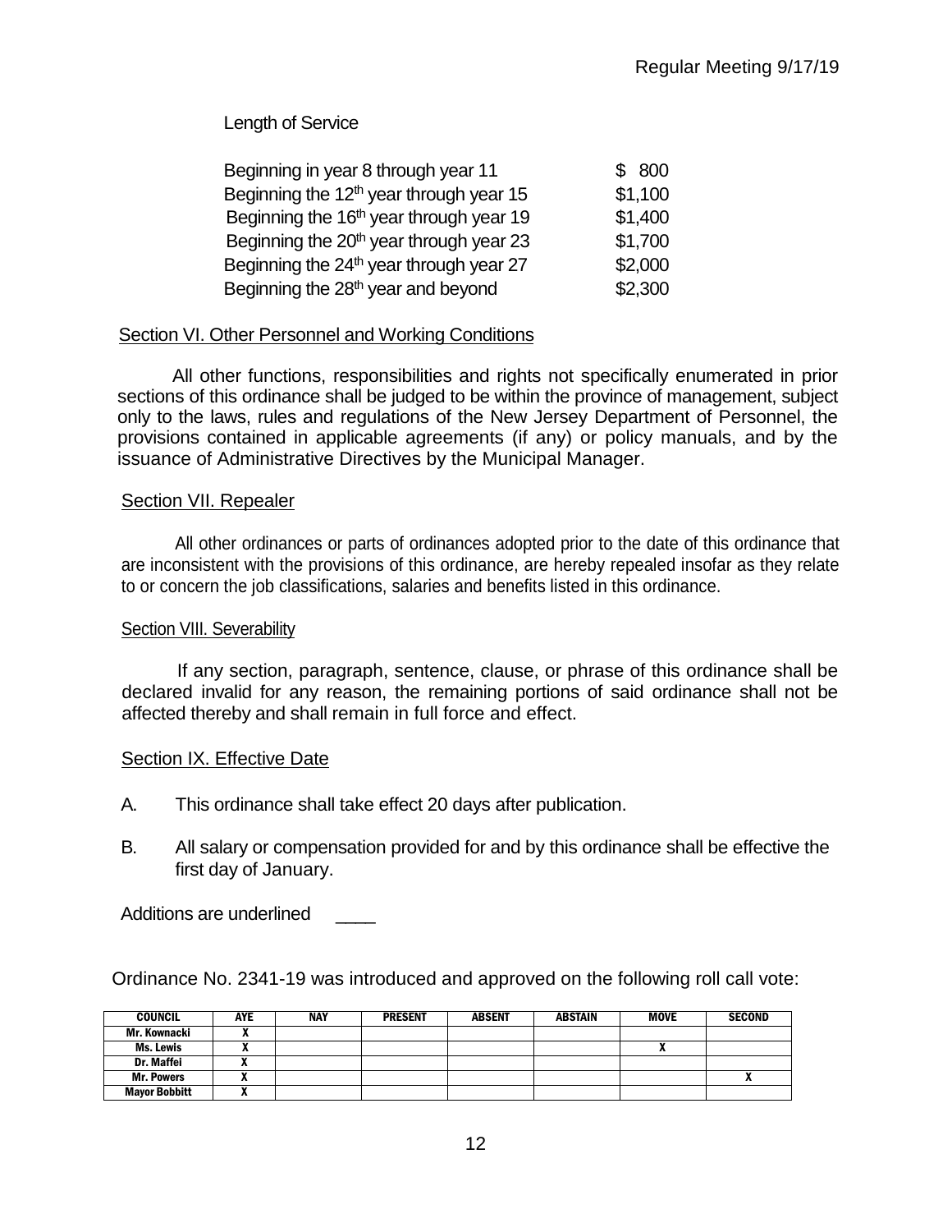Length of Service

| | |
|---|---|
| Beginning in year 8 through year 11 | $ 800 |
| Beginning the 12th year through year 15 | $1,100 |
| Beginning the 16th year through year 19 | $1,400 |
| Beginning the 20th year through year 23 | $1,700 |
| Beginning the 24th year through year 27 | $2,000 |
| Beginning the 28th year and beyond | $2,300 |

Section VI. Other Personnel and Working Conditions

All other functions, responsibilities and rights not specifically enumerated in prior sections of this ordinance shall be judged to be within the province of management, subject only to the laws, rules and regulations of the New Jersey Department of Personnel, the provisions contained in applicable agreements (if any) or policy manuals, and by the issuance of Administrative Directives by the Municipal Manager.

Section VII. Repealer

All other ordinances or parts of ordinances adopted prior to the date of this ordinance that are inconsistent with the provisions of this ordinance, are hereby repealed insofar as they relate to or concern the job classifications, salaries and benefits listed in this ordinance.

Section VIII. Severability

If any section, paragraph, sentence, clause, or phrase of this ordinance shall be declared invalid for any reason, the remaining portions of said ordinance shall not be affected thereby and shall remain in full force and effect.

Section IX. Effective Date

A. This ordinance shall take effect 20 days after publication.

B. All salary or compensation provided for and by this ordinance shall be effective the first day of January.

Additions are underlined ____

Ordinance No. 2341-19 was introduced and approved on the following roll call vote:

| COUNCIL | AYE | NAY | PRESENT | ABSENT | ABSTAIN | MOVE | SECOND |
|---|---|---|---|---|---|---|---|
| Mr. Kownacki | X | | | | | | |
| Ms. Lewis | X | | | | | X | |
| Dr. Maffei | X | | | | | | |
| Mr. Powers | X | | | | | | X |
| Mayor Bobbitt | X | | | | | | |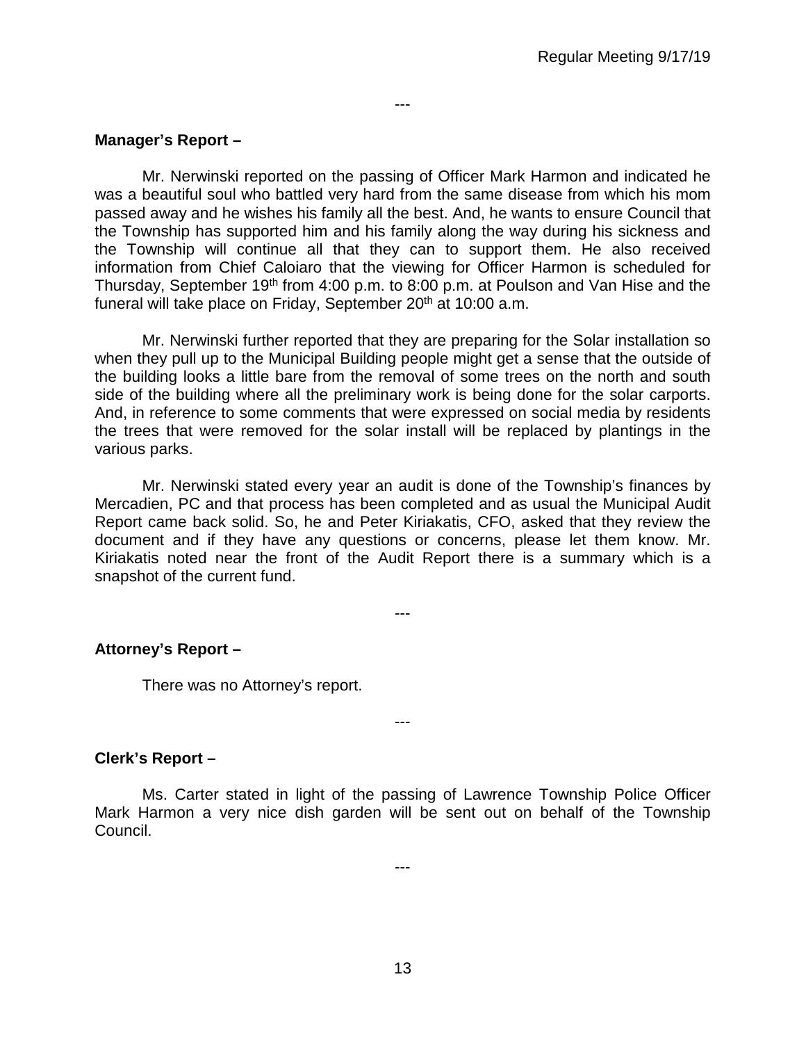---

**Manager's Report –**

Mr. Nerwinski reported on the passing of Officer Mark Harmon and indicated he was a beautiful soul who battled very hard from the same disease from which his mom passed away and he wishes his family all the best. And, he wants to ensure Council that the Township has supported him and his family along the way during his sickness and the Township will continue all that they can to support them. He also received information from Chief Caloiaro that the viewing for Officer Harmon is scheduled for Thursday, September 19th from 4:00 p.m. to 8:00 p.m. at Poulson and Van Hise and the funeral will take place on Friday, September 20th at 10:00 a.m.

Mr. Nerwinski further reported that they are preparing for the Solar installation so when they pull up to the Municipal Building people might get a sense that the outside of the building looks a little bare from the removal of some trees on the north and south side of the building where all the preliminary work is being done for the solar carports. And, in reference to some comments that were expressed on social media by residents the trees that were removed for the solar install will be replaced by plantings in the various parks.

Mr. Nerwinski stated every year an audit is done of the Township's finances by Mercadien, PC and that process has been completed and as usual the Municipal Audit Report came back solid. So, he and Peter Kiriakatis, CFO, asked that they review the document and if they have any questions or concerns, please let them know. Mr. Kiriakatis noted near the front of the Audit Report there is a summary which is a snapshot of the current fund.

---

**Attorney's Report –**

There was no Attorney's report.

---

**Clerk's Report –**

Ms. Carter stated in light of the passing of Lawrence Township Police Officer Mark Harmon a very nice dish garden will be sent out on behalf of the Township Council.

---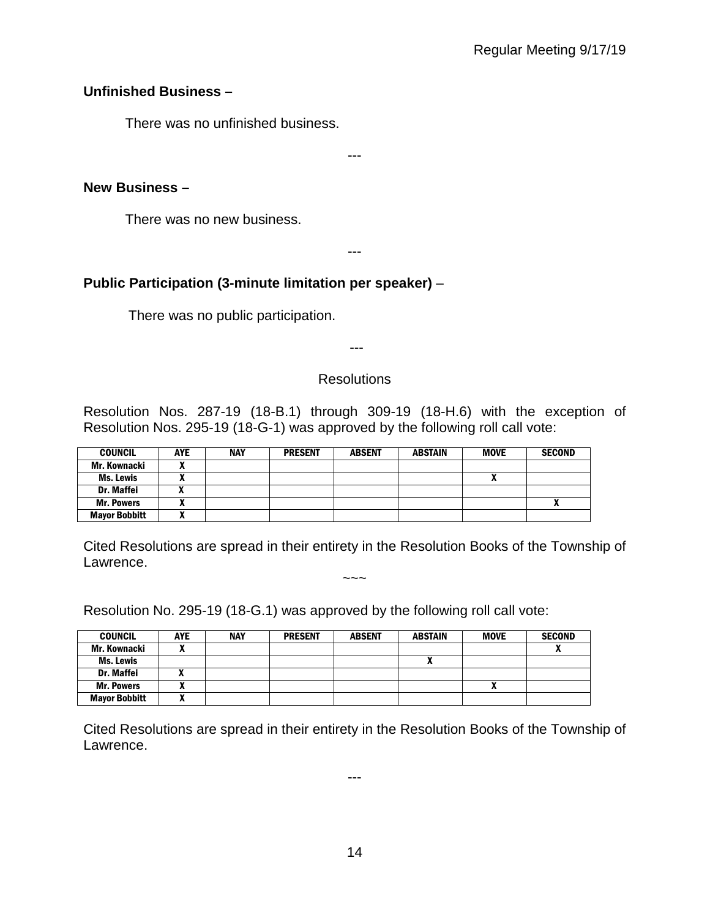**Unfinished Business –**

There was no unfinished business.

---

**New Business –**

There was no new business.

---

**Public Participation (3-minute limitation per speaker)** –

There was no public participation.

---

Resolutions

Resolution Nos. 287-19 (18-B.1) through 309-19 (18-H.6) with the exception of Resolution Nos. 295-19 (18-G-1) was approved by the following roll call vote:

| COUNCIL | AYE | NAY | PRESENT | ABSENT | ABSTAIN | MOVE | SECOND |
|---|---|---|---|---|---|---|---|
| Mr. Kownacki | X | | | | | | |
| Ms. Lewis | X | | | | | X | |
| Dr. Maffei | X | | | | | | |
| Mr. Powers | X | | | | | | X |
| Mayor Bobbitt | X | | | | | | |

Cited Resolutions are spread in their entirety in the Resolution Books of the Township of Lawrence.

~~~

Resolution No. 295-19 (18-G.1) was approved by the following roll call vote:

| COUNCIL | AYE | NAY | PRESENT | ABSENT | ABSTAIN | MOVE | SECOND |
|---|---|---|---|---|---|---|---|
| Mr. Kownacki | X | | | | | | X |
| Ms. Lewis | | | | | X | | |
| Dr. Maffei | X | | | | | | |
| Mr. Powers | X | | | | | X | |
| Mayor Bobbitt | X | | | | | | |

Cited Resolutions are spread in their entirety in the Resolution Books of the Township of Lawrence.

---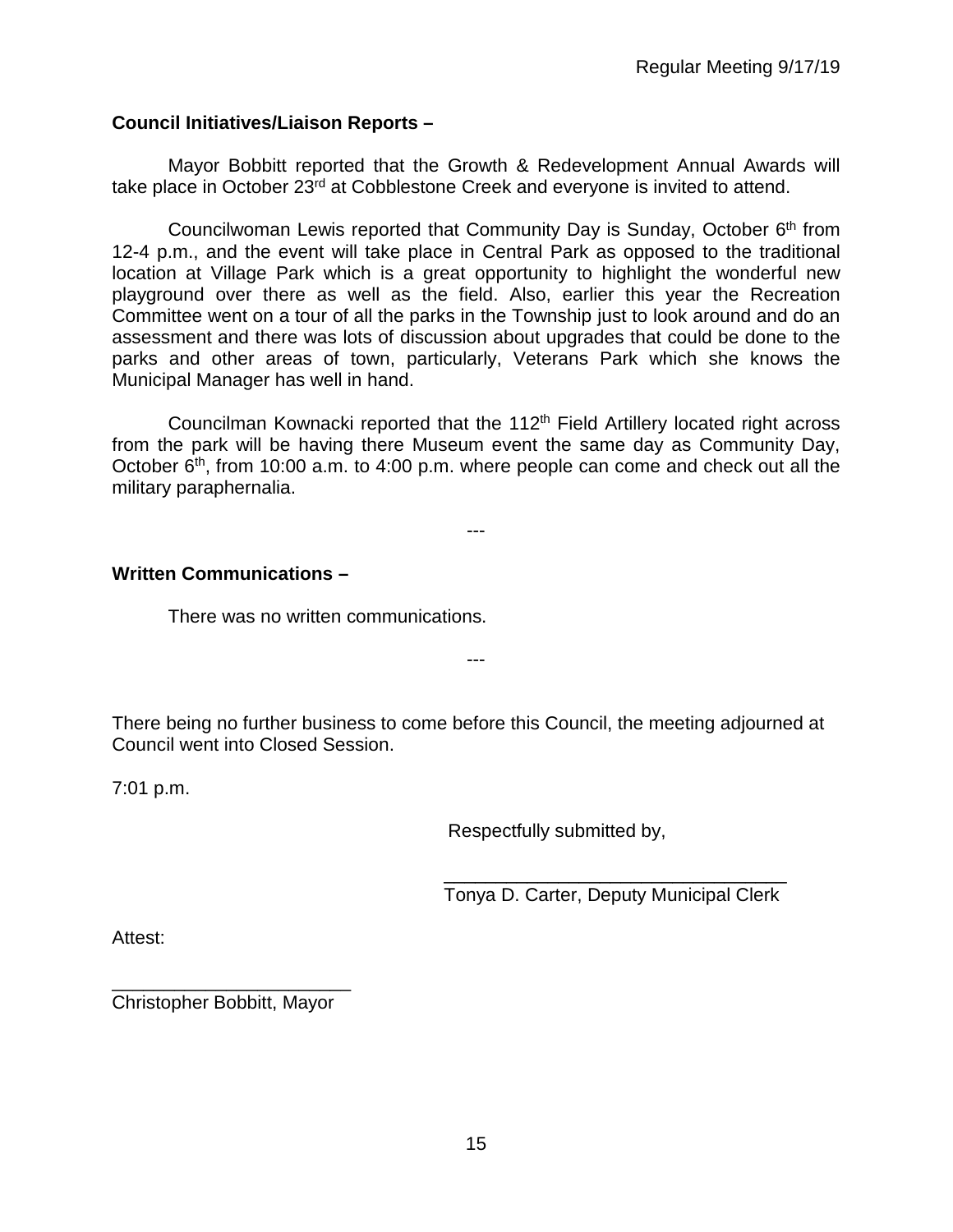**Council Initiatives/Liaison Reports –**

Mayor Bobbitt reported that the Growth & Redevelopment Annual Awards will take place in October 23rd at Cobblestone Creek and everyone is invited to attend.

Councilwoman Lewis reported that Community Day is Sunday, October 6th from 12-4 p.m., and the event will take place in Central Park as opposed to the traditional location at Village Park which is a great opportunity to highlight the wonderful new playground over there as well as the field. Also, earlier this year the Recreation Committee went on a tour of all the parks in the Township just to look around and do an assessment and there was lots of discussion about upgrades that could be done to the parks and other areas of town, particularly, Veterans Park which she knows the Municipal Manager has well in hand.

Councilman Kownacki reported that the 112th Field Artillery located right across from the park will be having there Museum event the same day as Community Day, October 6th, from 10:00 a.m. to 4:00 p.m. where people can come and check out all the military paraphernalia.

---

**Written Communications –**

There was no written communications.

---

There being no further business to come before this Council, the meeting adjourned at Council went into Closed Session.

7:01 p.m.

Respectfully submitted by,

_________________________________
Tonya D. Carter, Deputy Municipal Clerk

Attest:

_______________________
Christopher Bobbitt, Mayor